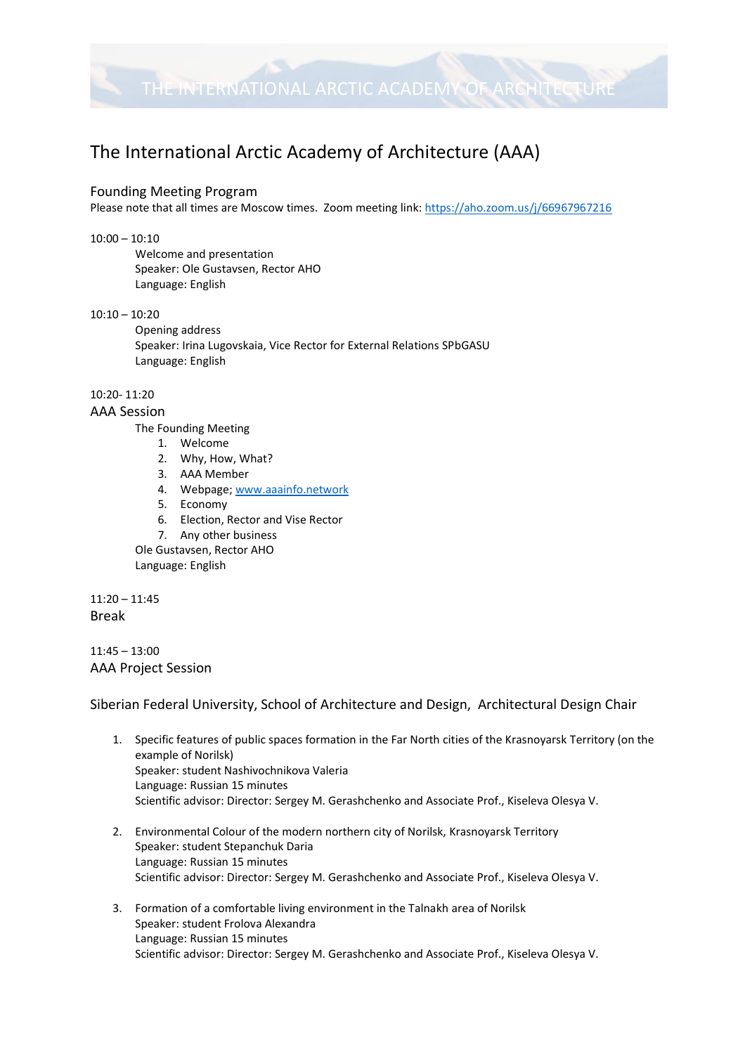# The International Arctic Academy of Architecture (AAA)

## Founding Meeting Program

Please note that all times are Moscow times. Zoom meeting link: https://aho.zoom.us/j/66967967216

10:00 – 10:10

Welcome and presentation
Speaker: Ole Gustavsen, Rector AHO
Language: English

10:10 – 10:20

Opening address
Speaker: Irina Lugovskaia, Vice Rector for External Relations SPbGASU
Language: English

10:20- 11:20

### AAA Session

The Founding Meeting

1. Welcome
2. Why, How, What?
3. AAA Member
4. Webpage; www.aaainfo.network
5. Economy
6. Election, Rector and Vise Rector
7. Any other business

Ole Gustavsen, Rector AHO
Language: English

11:20 – 11:45

### Break

11:45 – 13:00

### AAA Project Session

### Siberian Federal University, School of Architecture and Design, Architectural Design Chair

1. Specific features of public spaces formation in the Far North cities of the Krasnoyarsk Territory (on the example of Norilsk)
   Speaker: student Nashivochnikova Valeria
   Language: Russian 15 minutes
   Scientific advisor: Director: Sergey M. Gerashchenko and Associate Prof., Kiseleva Olesya V.

2. Environmental Colour of the modern northern city of Norilsk, Krasnoyarsk Territory
   Speaker: student Stepanchuk Daria
   Language: Russian 15 minutes
   Scientific advisor: Director: Sergey M. Gerashchenko and Associate Prof., Kiseleva Olesya V.

3. Formation of a comfortable living environment in the Talnakh area of Norilsk
   Speaker: student Frolova Alexandra
   Language: Russian 15 minutes
   Scientific advisor: Director: Sergey M. Gerashchenko and Associate Prof., Kiseleva Olesya V.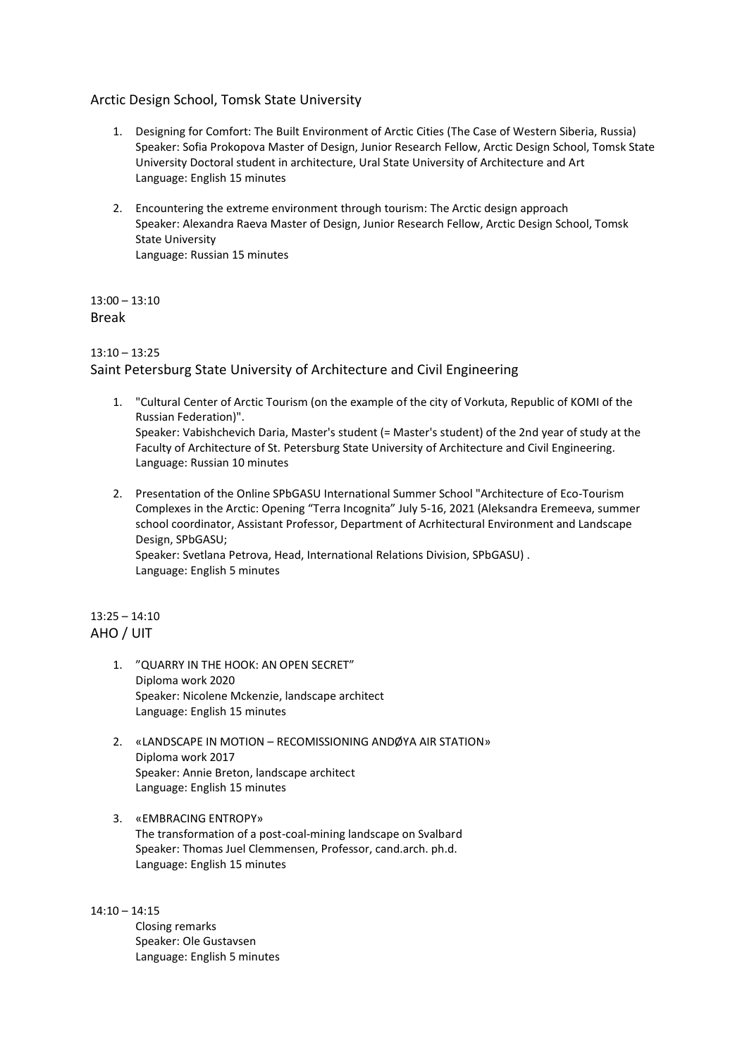## Arctic Design School, Tomsk State University

1. Designing for Comfort: The Built Environment of Arctic Cities (The Case of Western Siberia, Russia)
   Speaker: Sofia Prokopova Master of Design, Junior Research Fellow, Arctic Design School, Tomsk State University Doctoral student in architecture, Ural State University of Architecture and Art
   Language: English 15 minutes

2. Encountering the extreme environment through tourism: The Arctic design approach
   Speaker: Alexandra Raeva Master of Design, Junior Research Fellow, Arctic Design School, Tomsk State University
   Language: Russian 15 minutes

13:00 – 13:10
## Break

13:10 – 13:25
## Saint Petersburg State University of Architecture and Civil Engineering

1. "Cultural Center of Arctic Tourism (on the example of the city of Vorkuta, Republic of KOMI of the Russian Federation)".
   Speaker: Vabishchevich Daria, Master's student (= Master's student) of the 2nd year of study at the Faculty of Architecture of St. Petersburg State University of Architecture and Civil Engineering.
   Language: Russian 10 minutes

2. Presentation of the Online SPbGASU International Summer School "Architecture of Eco-Tourism Complexes in the Arctic: Opening “Terra Incognita” July 5-16, 2021 (Aleksandra Eremeeva, summer school coordinator, Assistant Professor, Department of Acrhitectural Environment and Landscape Design, SPbGASU;
   Speaker: Svetlana Petrova, Head, International Relations Division, SPbGASU) .
   Language: English 5 minutes

13:25 – 14:10
## AHO / UIT

1. ”QUARRY IN THE HOOK: AN OPEN SECRET”
   Diploma work 2020
   Speaker: Nicolene Mckenzie, landscape architect
   Language: English 15 minutes

2. «LANDSCAPE IN MOTION – RECOMISSIONING ANDØYA AIR STATION»
   Diploma work 2017
   Speaker: Annie Breton, landscape architect
   Language: English 15 minutes

3. «EMBRACING ENTROPY»
   The transformation of a post-coal-mining landscape on Svalbard
   Speaker: Thomas Juel Clemmensen, Professor, cand.arch. ph.d.
   Language: English 15 minutes

14:10 – 14:15

Closing remarks
Speaker: Ole Gustavsen
Language: English 5 minutes